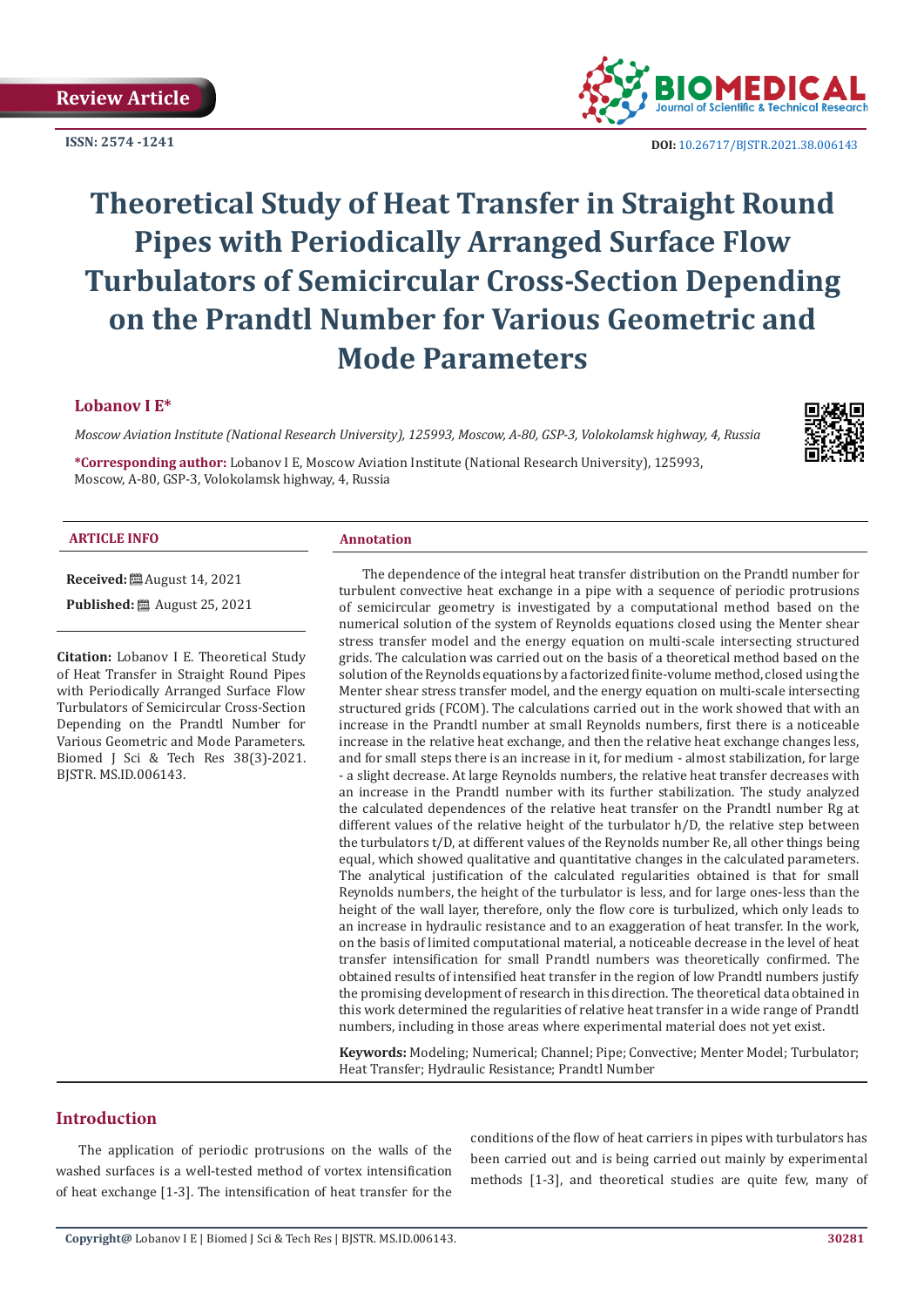Review Article

ISSN: 2574 -1241

DOI: 10.26717/BJSTR.2021.38.006143

# Theoretical Study of Heat Transfer in Straight Round Pipes with Periodically Arranged Surface Flow Turbulators of Semicircular Cross-Section Depending on the Prandtl Number for Various Geometric and Mode Parameters

**Lobanov I E***

*Moscow Aviation Institute (National Research University), 125993, Moscow, A-80, GSP-3, Volokolamsk highway, 4, Russia*

***Corresponding author:** Lobanov I E, Moscow Aviation Institute (National Research University), 125993, Moscow, A-80, GSP-3, Volokolamsk highway, 4, Russia

**ARTICLE INFO**

**Received:** August 14, 2021

**Published:** August 25, 2021

**Citation:** Lobanov I E. Theoretical Study of Heat Transfer in Straight Round Pipes with Periodically Arranged Surface Flow Turbulators of Semicircular Cross-Section Depending on the Prandtl Number for Various Geometric and Mode Parameters. Biomed J Sci & Tech Res 38(3)-2021. BJSTR. MS.ID.006143.

## Annotation

The dependence of the integral heat transfer distribution on the Prandtl number for turbulent convective heat exchange in a pipe with a sequence of periodic protrusions of semicircular geometry is investigated by a computational method based on the numerical solution of the system of Reynolds equations closed using the Menter shear stress transfer model and the energy equation on multi-scale intersecting structured grids. The calculation was carried out on the basis of a theoretical method based on the solution of the Reynolds equations by a factorized finite-volume method, closed using the Menter shear stress transfer model, and the energy equation on multi-scale intersecting structured grids (FCOM). The calculations carried out in the work showed that with an increase in the Prandtl number at small Reynolds numbers, first there is a noticeable increase in the relative heat exchange, and then the relative heat exchange changes less, and for small steps there is an increase in it, for medium - almost stabilization, for large - a slight decrease. At large Reynolds numbers, the relative heat transfer decreases with an increase in the Prandtl number with its further stabilization. The study analyzed the calculated dependences of the relative heat transfer on the Prandtl number Rg at different values of the relative height of the turbulator h/D, the relative step between the turbulators t/D, at different values of the Reynolds number Re, all other things being equal, which showed qualitative and quantitative changes in the calculated parameters. The analytical justification of the calculated regularities obtained is that for small Reynolds numbers, the height of the turbulator is less, and for large ones-less than the height of the wall layer, therefore, only the flow core is turbulized, which only leads to an increase in hydraulic resistance and to an exaggeration of heat transfer. In the work, on the basis of limited computational material, a noticeable decrease in the level of heat transfer intensification for small Prandtl numbers was theoretically confirmed. The obtained results of intensified heat transfer in the region of low Prandtl numbers justify the promising development of research in this direction. The theoretical data obtained in this work determined the regularities of relative heat transfer in a wide range of Prandtl numbers, including in those areas where experimental material does not yet exist.

**Keywords:** Modeling; Numerical; Channel; Pipe; Convective; Menter Model; Turbulator; Heat Transfer; Hydraulic Resistance; Prandtl Number

## Introduction

The application of periodic protrusions on the walls of the washed surfaces is a well-tested method of vortex intensification of heat exchange [1-3]. The intensification of heat transfer for the conditions of the flow of heat carriers in pipes with turbulators has been carried out and is being carried out mainly by experimental methods [1-3], and theoretical studies are quite few, many of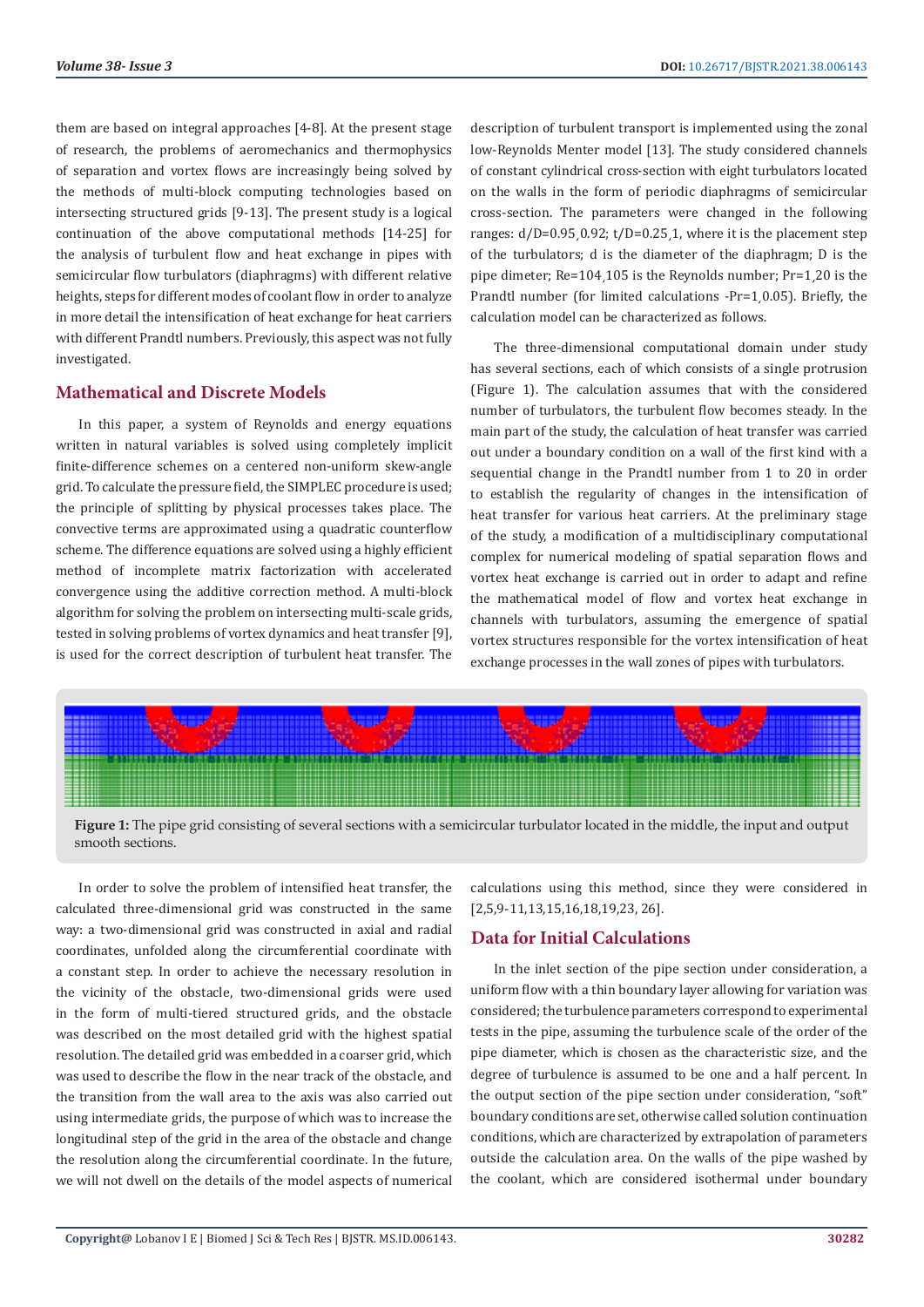them are based on integral approaches [4-8]. At the present stage of research, the problems of aeromechanics and thermophysics of separation and vortex flows are increasingly being solved by the methods of multi-block computing technologies based on intersecting structured grids [9-13]. The present study is a logical continuation of the above computational methods [14-25] for the analysis of turbulent flow and heat exchange in pipes with semicircular flow turbulators (diaphragms) with different relative heights, steps for different modes of coolant flow in order to analyze in more detail the intensification of heat exchange for heat carriers with different Prandtl numbers. Previously, this aspect was not fully investigated.

## Mathematical and Discrete Models

In this paper, a system of Reynolds and energy equations written in natural variables is solved using completely implicit finite-difference schemes on a centered non-uniform skew-angle grid. To calculate the pressure field, the SIMPLEC procedure is used; the principle of splitting by physical processes takes place. The convective terms are approximated using a quadratic counterflow scheme. The difference equations are solved using a highly efficient method of incomplete matrix factorization with accelerated convergence using the additive correction method. A multi-block algorithm for solving the problem on intersecting multi-scale grids, tested in solving problems of vortex dynamics and heat transfer [9], is used for the correct description of turbulent heat transfer. The description of turbulent transport is implemented using the zonal low-Reynolds Menter model [13]. The study considered channels of constant cylindrical cross-section with eight turbulators located on the walls in the form of periodic diaphragms of semicircular cross-section. The parameters were changed in the following ranges: d/D=0.95¸0.92; t/D=0.25¸1, where it is the placement step of the turbulators; d is the diameter of the diaphragm; D is the pipe dimeter; Re=104¸105 is the Reynolds number; Pr=1¸20 is the Prandtl number (for limited calculations -Pr=1¸0.05). Briefly, the calculation model can be characterized as follows.

The three-dimensional computational domain under study has several sections, each of which consists of a single protrusion (Figure 1). The calculation assumes that with the considered number of turbulators, the turbulent flow becomes steady. In the main part of the study, the calculation of heat transfer was carried out under a boundary condition on a wall of the first kind with a sequential change in the Prandtl number from 1 to 20 in order to establish the regularity of changes in the intensification of heat transfer for various heat carriers. At the preliminary stage of the study, a modification of a multidisciplinary computational complex for numerical modeling of spatial separation flows and vortex heat exchange is carried out in order to adapt and refine the mathematical model of flow and vortex heat exchange in channels with turbulators, assuming the emergence of spatial vortex structures responsible for the vortex intensification of heat exchange processes in the wall zones of pipes with turbulators.

**Figure 1:** The pipe grid consisting of several sections with a semicircular turbulator located in the middle, the input and output smooth sections.

In order to solve the problem of intensified heat transfer, the calculated three-dimensional grid was constructed in the same way: a two-dimensional grid was constructed in axial and radial coordinates, unfolded along the circumferential coordinate with a constant step. In order to achieve the necessary resolution in the vicinity of the obstacle, two-dimensional grids were used in the form of multi-tiered structured grids, and the obstacle was described on the most detailed grid with the highest spatial resolution. The detailed grid was embedded in a coarser grid, which was used to describe the flow in the near track of the obstacle, and the transition from the wall area to the axis was also carried out using intermediate grids, the purpose of which was to increase the longitudinal step of the grid in the area of the obstacle and change the resolution along the circumferential coordinate. In the future, we will not dwell on the details of the model aspects of numerical calculations using this method, since they were considered in [2,5,9-11,13,15,16,18,19,23, 26].

## Data for Initial Calculations

In the inlet section of the pipe section under consideration, a uniform flow with a thin boundary layer allowing for variation was considered; the turbulence parameters correspond to experimental tests in the pipe, assuming the turbulence scale of the order of the pipe diameter, which is chosen as the characteristic size, and the degree of turbulence is assumed to be one and a half percent. In the output section of the pipe section under consideration, "soft" boundary conditions are set, otherwise called solution continuation conditions, which are characterized by extrapolation of parameters outside the calculation area. On the walls of the pipe washed by the coolant, which are considered isothermal under boundary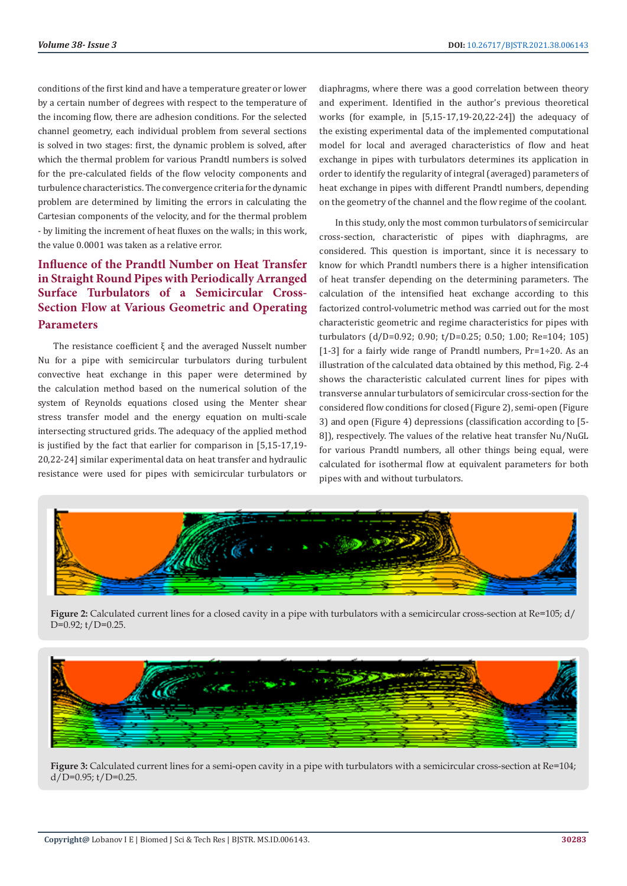conditions of the first kind and have a temperature greater or lower by a certain number of degrees with respect to the temperature of the incoming flow, there are adhesion conditions. For the selected channel geometry, each individual problem from several sections is solved in two stages: first, the dynamic problem is solved, after which the thermal problem for various Prandtl numbers is solved for the pre-calculated fields of the flow velocity components and turbulence characteristics. The convergence criteria for the dynamic problem are determined by limiting the errors in calculating the Cartesian components of the velocity, and for the thermal problem - by limiting the increment of heat fluxes on the walls; in this work, the value 0.0001 was taken as a relative error.

## Influence of the Prandtl Number on Heat Transfer in Straight Round Pipes with Periodically Arranged Surface Turbulators of a Semicircular Cross-Section Flow at Various Geometric and Operating Parameters

The resistance coefficient ξ and the averaged Nusselt number Nu for a pipe with semicircular turbulators during turbulent convective heat exchange in this paper were determined by the calculation method based on the numerical solution of the system of Reynolds equations closed using the Menter shear stress transfer model and the energy equation on multi-scale intersecting structured grids. The adequacy of the applied method is justified by the fact that earlier for comparison in [5,15-17,19-20,22-24] similar experimental data on heat transfer and hydraulic resistance were used for pipes with semicircular turbulators or diaphragms, where there was a good correlation between theory and experiment. Identified in the author's previous theoretical works (for example, in [5,15-17,19-20,22-24]) the adequacy of the existing experimental data of the implemented computational model for local and averaged characteristics of flow and heat exchange in pipes with turbulators determines its application in order to identify the regularity of integral (averaged) parameters of heat exchange in pipes with different Prandtl numbers, depending on the geometry of the channel and the flow regime of the coolant.

In this study, only the most common turbulators of semicircular cross-section, characteristic of pipes with diaphragms, are considered. This question is important, since it is necessary to know for which Prandtl numbers there is a higher intensification of heat transfer depending on the determining parameters. The calculation of the intensified heat exchange according to this factorized control-volumetric method was carried out for the most characteristic geometric and regime characteristics for pipes with turbulators (d/D=0.92; 0.90; t/D=0.25; 0.50; 1.00; Re=104; 105) [1-3] for a fairly wide range of Prandtl numbers, Pr=1÷20. As an illustration of the calculated data obtained by this method, Fig. 2-4 shows the characteristic calculated current lines for pipes with transverse annular turbulators of semicircular cross-section for the considered flow conditions for closed (Figure 2), semi-open (Figure 3) and open (Figure 4) depressions (classification according to [5-8]), respectively. The values of the relative heat transfer Nu/NuGL for various Prandtl numbers, all other things being equal, were calculated for isothermal flow at equivalent parameters for both pipes with and without turbulators.

**Figure 2:** Calculated current lines for a closed cavity in a pipe with turbulators with a semicircular cross-section at Re=105; d/D=0.92; t/D=0.25.

**Figure 3:** Calculated current lines for a semi-open cavity in a pipe with turbulators with a semicircular cross-section at Re=104; d/D=0.95; t/D=0.25.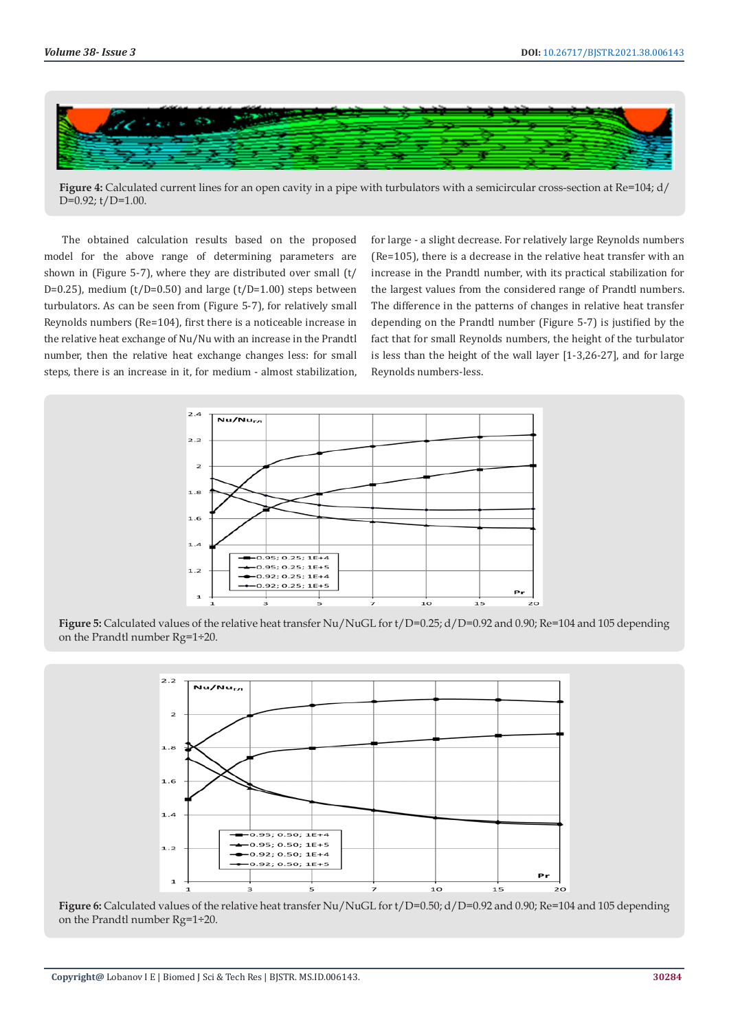**Figure 4:** Calculated current lines for an open cavity in a pipe with turbulators with a semicircular cross-section at Re=104; d/D=0.92; t/D=1.00.

The obtained calculation results based on the proposed model for the above range of determining parameters are shown in (Figure 5-7), where they are distributed over small (t/D=0.25), medium (t/D=0.50) and large (t/D=1.00) steps between turbulators. As can be seen from (Figure 5-7), for relatively small Reynolds numbers (Re=104), first there is a noticeable increase in the relative heat exchange of Nu/Nu with an increase in the Prandtl number, then the relative heat exchange changes less: for small steps, there is an increase in it, for medium - almost stabilization, for large - a slight decrease. For relatively large Reynolds numbers (Re=105), there is a decrease in the relative heat transfer with an increase in the Prandtl number, with its practical stabilization for the largest values from the considered range of Prandtl numbers. The difference in the patterns of changes in relative heat transfer depending on the Prandtl number (Figure 5-7) is justified by the fact that for small Reynolds numbers, the height of the turbulator is less than the height of the wall layer [1-3,26-27], and for large Reynolds numbers-less.

Nu/Nu$_{ГЛ}$
2.4
2.2
2
1.8
1.6
1.4
1.2
1
1 3 5 7 10 15 20
Pr
0.95; 0.25; 1E+4
0.95; 0.25; 1E+5
0.92; 0.25; 1E+4
0.92; 0.25; 1E+5

**Figure 5:** Calculated values of the relative heat transfer Nu/NuGL for t/D=0.25; d/D=0.92 and 0.90; Re=104 and 105 depending on the Prandtl number Rg=1÷20.

Nu/Nu$_{ГЛ}$
2.2
2
1.8
1.6
1.4
1.2
1
1 3 5 7 10 15 20
Pr
0.95; 0.50; 1E+4
0.95; 0.50; 1E+5
0.92; 0.50; 1E+4
0.92; 0.50; 1E+5

**Figure 6:** Calculated values of the relative heat transfer Nu/NuGL for t/D=0.50; d/D=0.92 and 0.90; Re=104 and 105 depending on the Prandtl number Rg=1÷20.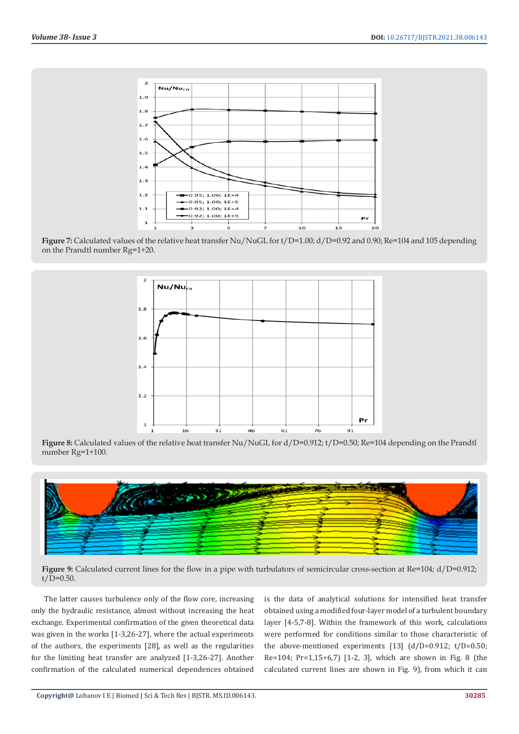2

Nu/Nu$_{гл}$

1.9

1.8

1.7

1.6

1.5

1.4

1.3

1.2

1.1

1

0.95; 1.00; 1E+4

0.95; 1.00; 1E+5

0.92; 1.00; 1E+4

0.92; 1.00; 1E+5

Pr

1 3 5 7 10 15 20

**Figure 7:** Calculated values of the relative heat transfer Nu/NuGL for t/D=1.00; d/D=0.92 and 0.90; Re=104 and 105 depending on the Prandtl number Rg=1÷20.

2

Nu/Nu$_{гл}$

1.8

1.6

1.4

1.2

1

Pr

1 16 31 46 61 76 91

**Figure 8:** Calculated values of the relative heat transfer Nu/NuGL for d/D=0.912; t/D=0.50; Re=104 depending on the Prandtl number Rg=1÷100.

**Figure 9:** Calculated current lines for the flow in a pipe with turbulators of semicircular cross-section at Re=104; d/D=0.912; t/D=0.50.

The latter causes turbulence only of the flow core, increasing only the hydraulic resistance, almost without increasing the heat exchange. Experimental confirmation of the given theoretical data was given in the works [1-3,26-27], where the actual experiments of the authors, the experiments [28], as well as the regularities for the limiting heat transfer are analyzed [1-3,26-27]. Another confirmation of the calculated numerical dependences obtained is the data of analytical solutions for intensified heat transfer obtained using a modified four-layer model of a turbulent boundary layer [4-5,7-8]. Within the framework of this work, calculations were performed for conditions similar to those characteristic of the above-mentioned experiments [13] (d/D=0.912; t/D=0.50; Re=104; Pr=1,15÷6,7) [1-2, 3], which are shown in Fig. 8 (the calculated current lines are shown in Fig. 9), from which it can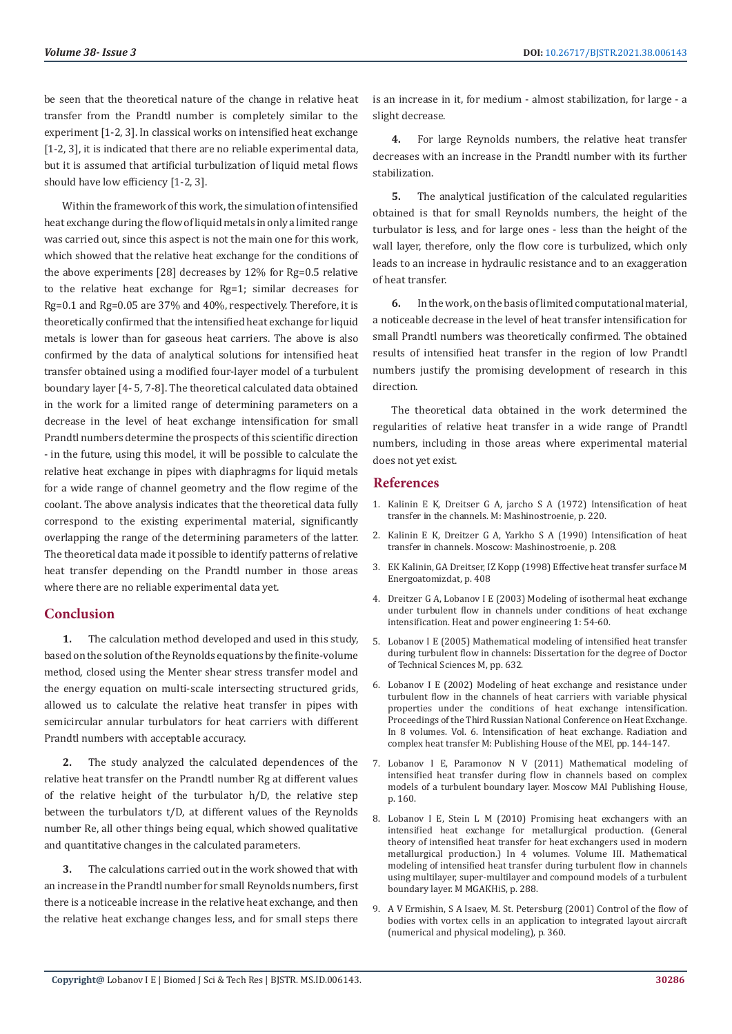be seen that the theoretical nature of the change in relative heat transfer from the Prandtl number is completely similar to the experiment [1-2, 3]. In classical works on intensified heat exchange [1-2, 3], it is indicated that there are no reliable experimental data, but it is assumed that artificial turbulization of liquid metal flows should have low efficiency [1-2, 3].

Within the framework of this work, the simulation of intensified heat exchange during the flow of liquid metals in only a limited range was carried out, since this aspect is not the main one for this work, which showed that the relative heat exchange for the conditions of the above experiments [28] decreases by 12% for Rg=0.5 relative to the relative heat exchange for Rg=1; similar decreases for Rg=0.1 and Rg=0.05 are 37% and 40%, respectively. Therefore, it is theoretically confirmed that the intensified heat exchange for liquid metals is lower than for gaseous heat carriers. The above is also confirmed by the data of analytical solutions for intensified heat transfer obtained using a modified four-layer model of a turbulent boundary layer [4- 5, 7-8]. The theoretical calculated data obtained in the work for a limited range of determining parameters on a decrease in the level of heat exchange intensification for small Prandtl numbers determine the prospects of this scientific direction - in the future, using this model, it will be possible to calculate the relative heat exchange in pipes with diaphragms for liquid metals for a wide range of channel geometry and the flow regime of the coolant. The above analysis indicates that the theoretical data fully correspond to the existing experimental material, significantly overlapping the range of the determining parameters of the latter. The theoretical data made it possible to identify patterns of relative heat transfer depending on the Prandtl number in those areas where there are no reliable experimental data yet.

## Conclusion

1. The calculation method developed and used in this study, based on the solution of the Reynolds equations by the finite-volume method, closed using the Menter shear stress transfer model and the energy equation on multi-scale intersecting structured grids, allowed us to calculate the relative heat transfer in pipes with semicircular annular turbulators for heat carriers with different Prandtl numbers with acceptable accuracy.

2. The study analyzed the calculated dependences of the relative heat transfer on the Prandtl number Rg at different values of the relative height of the turbulator h/D, the relative step between the turbulators t/D, at different values of the Reynolds number Re, all other things being equal, which showed qualitative and quantitative changes in the calculated parameters.

3. The calculations carried out in the work showed that with an increase in the Prandtl number for small Reynolds numbers, first there is a noticeable increase in the relative heat exchange, and then the relative heat exchange changes less, and for small steps there is an increase in it, for medium - almost stabilization, for large - a slight decrease.

4. For large Reynolds numbers, the relative heat transfer decreases with an increase in the Prandtl number with its further stabilization.

5. The analytical justification of the calculated regularities obtained is that for small Reynolds numbers, the height of the turbulator is less, and for large ones - less than the height of the wall layer, therefore, only the flow core is turbulized, which only leads to an increase in hydraulic resistance and to an exaggeration of heat transfer.

6. In the work, on the basis of limited computational material, a noticeable decrease in the level of heat transfer intensification for small Prandtl numbers was theoretically confirmed. The obtained results of intensified heat transfer in the region of low Prandtl numbers justify the promising development of research in this direction.

The theoretical data obtained in the work determined the regularities of relative heat transfer in a wide range of Prandtl numbers, including in those areas where experimental material does not yet exist.

## References

1. Kalinin E K, Dreitser G A, jarcho S A (1972) Intensification of heat transfer in the channels. M: Mashinostroenie, p. 220.
2. Kalinin E K, Dreitzer G A, Yarkho S A (1990) Intensification of heat transfer in channels. Moscow: Mashinostroenie, p. 208.
3. EK Kalinin, GA Dreitser, IZ Kopp (1998) Effective heat transfer surface M Energoatomizdat, p. 408
4. Dreitzer G A, Lobanov I E (2003) Modeling of isothermal heat exchange under turbulent flow in channels under conditions of heat exchange intensification. Heat and power engineering 1: 54-60.
5. Lobanov I E (2005) Mathematical modeling of intensified heat transfer during turbulent flow in channels: Dissertation for the degree of Doctor of Technical Sciences M, pp. 632.
6. Lobanov I E (2002) Modeling of heat exchange and resistance under turbulent flow in the channels of heat carriers with variable physical properties under the conditions of heat exchange intensification. Proceedings of the Third Russian National Conference on Heat Exchange. In 8 volumes. Vol. 6. Intensification of heat exchange. Radiation and complex heat transfer M: Publishing House of the MEI, pp. 144-147.
7. Lobanov I E, Paramonov N V (2011) Mathematical modeling of intensified heat transfer during flow in channels based on complex models of a turbulent boundary layer. Moscow MAI Publishing House, p. 160.
8. Lobanov I E, Stein L M (2010) Promising heat exchangers with an intensified heat exchange for metallurgical production. (General theory of intensified heat transfer for heat exchangers used in modern metallurgical production.) In 4 volumes. Volume III. Mathematical modeling of intensified heat transfer during turbulent flow in channels using multilayer, super-multilayer and compound models of a turbulent boundary layer. M MGAKHiS, p. 288.
9. A V Ermishin, S A Isaev, M. St. Petersburg (2001) Control of the flow of bodies with vortex cells in an application to integrated layout aircraft (numerical and physical modeling), p. 360.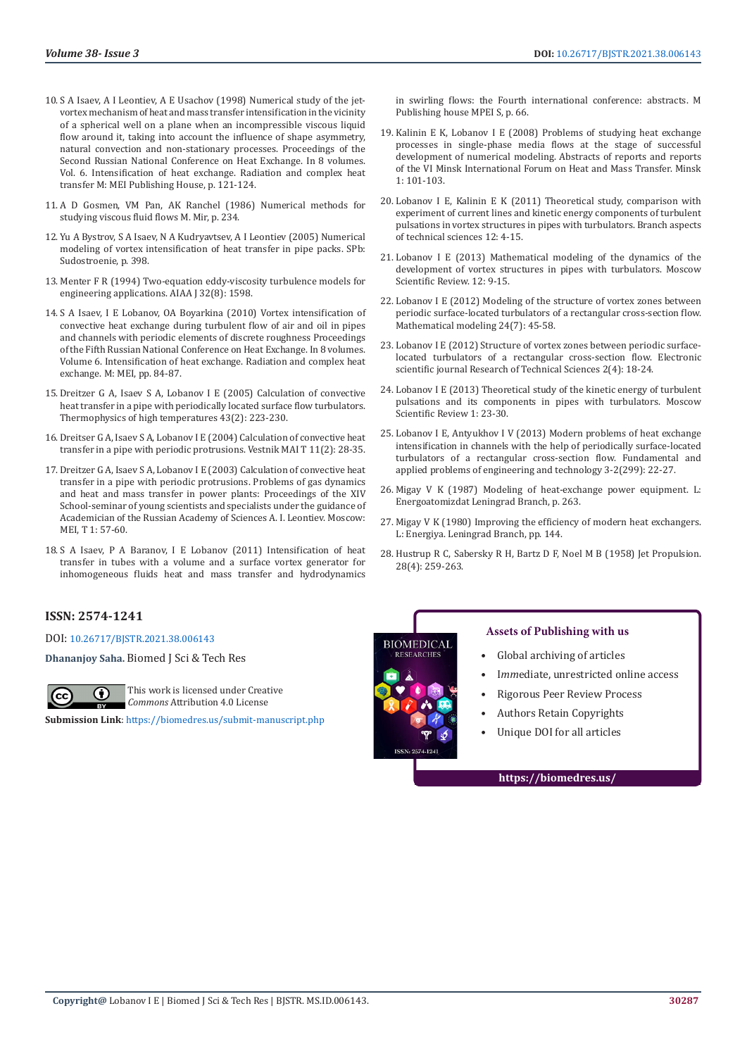10. S A Isaev, A I Leontiev, A E Usachov (1998) Numerical study of the jet-vortex mechanism of heat and mass transfer intensification in the vicinity of a spherical well on a plane when an incompressible viscous liquid flow around it, taking into account the influence of shape asymmetry, natural convection and non-stationary processes. Proceedings of the Second Russian National Conference on Heat Exchange. In 8 volumes. Vol. 6. Intensification of heat exchange. Radiation and complex heat transfer M: MEI Publishing House, p. 121-124.
11. A D Gosmen, VM Pan, AK Ranchel (1986) Numerical methods for studying viscous fluid flows M. Mir, p. 234.
12. Yu A Bystrov, S A Isaev, N A Kudryavtsev, A I Leontiev (2005) Numerical modeling of vortex intensification of heat transfer in pipe packs. SPb: Sudostroenie, p. 398.
13. Menter F R (1994) Two-equation eddy-viscosity turbulence models for engineering applications. AIAA J 32(8): 1598.
14. S A Isaev, I E Lobanov, OA Boyarkina (2010) Vortex intensification of convective heat exchange during turbulent flow of air and oil in pipes and channels with periodic elements of discrete roughness Proceedings of the Fifth Russian National Conference on Heat Exchange. In 8 volumes. Volume 6. Intensification of heat exchange. Radiation and complex heat exchange. M: MEI, pp. 84-87.
15. Dreitzer G A, Isaev S A, Lobanov I E (2005) Calculation of convective heat transfer in a pipe with periodically located surface flow turbulators. Thermophysics of high temperatures 43(2): 223-230.
16. Dreitser G A, Isaev S A, Lobanov I E (2004) Calculation of convective heat transfer in a pipe with periodic protrusions. Vestnik MAI T 11(2): 28-35.
17. Dreitzer G A, Isaev S A, Lobanov I E (2003) Calculation of convective heat transfer in a pipe with periodic protrusions. Problems of gas dynamics and heat and mass transfer in power plants: Proceedings of the XIV School-seminar of young scientists and specialists under the guidance of Academician of the Russian Academy of Sciences A. I. Leontiev. Moscow: MEI, T 1: 57-60.
18. S A Isaev, P A Baranov, I E Lobanov (2011) Intensification of heat transfer in tubes with a volume and a surface vortex generator for inhomogeneous fluids heat and mass transfer and hydrodynamics in swirling flows: the Fourth international conference: abstracts. M Publishing house MPEI S, p. 66.
19. Kalinin E K, Lobanov I E (2008) Problems of studying heat exchange processes in single-phase media flows at the stage of successful development of numerical modeling. Abstracts of reports and reports of the VI Minsk International Forum on Heat and Mass Transfer. Minsk 1: 101-103.
20. Lobanov I E, Kalinin E K (2011) Theoretical study, comparison with experiment of current lines and kinetic energy components of turbulent pulsations in vortex structures in pipes with turbulators. Branch aspects of technical sciences 12: 4-15.
21. Lobanov I E (2013) Mathematical modeling of the dynamics of the development of vortex structures in pipes with turbulators. Moscow Scientific Review. 12: 9-15.
22. Lobanov I E (2012) Modeling of the structure of vortex zones between periodic surface-located turbulators of a rectangular cross-section flow. Mathematical modeling 24(7): 45-58.
23. Lobanov I E (2012) Structure of vortex zones between periodic surface-located turbulators of a rectangular cross-section flow. Electronic scientific journal Research of Technical Sciences 2(4): 18-24.
24. Lobanov I E (2013) Theoretical study of the kinetic energy of turbulent pulsations and its components in pipes with turbulators. Moscow Scientific Review 1: 23-30.
25. Lobanov I E, Antyukhov I V (2013) Modern problems of heat exchange intensification in channels with the help of periodically surface-located turbulators of a rectangular cross-section flow. Fundamental and applied problems of engineering and technology 3-2(299): 22-27.
26. Migay V K (1987) Modeling of heat-exchange power equipment. L: Energoatomizdat Leningrad Branch, p. 263.
27. Migay V K (1980) Improving the efficiency of modern heat exchangers. L: Energiya. Leningrad Branch, pp. 144.
28. Hustrup R C, Sabersky R H, Bartz D F, Noel M B (1958) Jet Propulsion. 28(4): 259-263.

**ISSN: 2574-1241**

DOI: 10.26717/BJSTR.2021.38.006143

**Dhananjoy Saha.** Biomed J Sci & Tech Res

This work is licensed under Creative *Commons* Attribution 4.0 License

**Submission Link**: https://biomedres.us/submit-manuscript.php

**Assets of Publishing with us**

- Global archiving of articles
- Immediate, unrestricted online access
- Rigorous Peer Review Process
- Authors Retain Copyrights
- Unique DOI for all articles

**https://biomedres.us/**